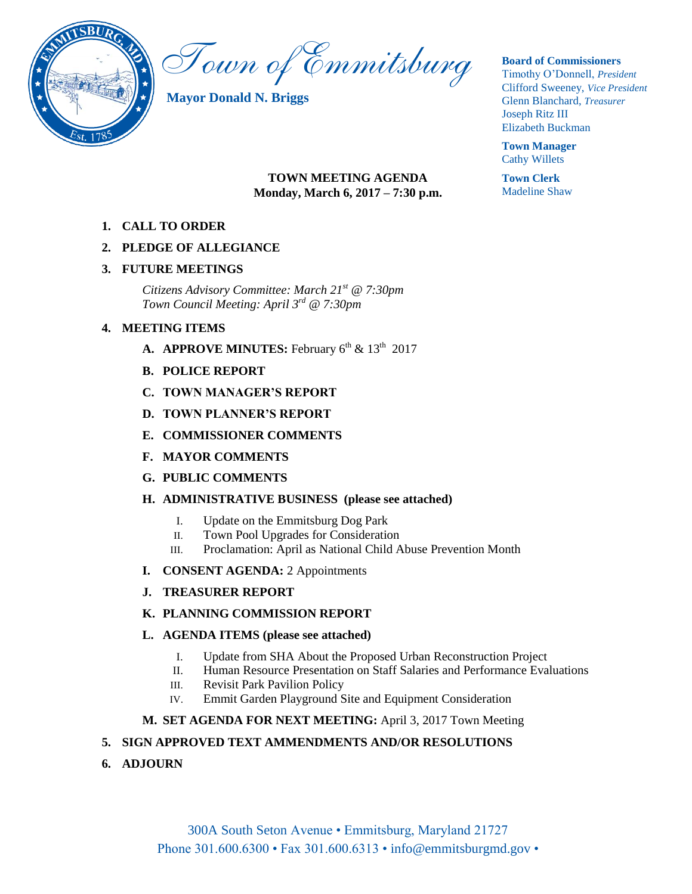# Town of Emmitsburg

**Mayor Donald N. Briggs**

**Board of Commissioners**
Timothy O'Donnell, *President*
Clifford Sweeney, *Vice President*
Glenn Blanchard, *Treasurer*
Joseph Ritz III
Elizabeth Buckman

**Town Manager**
Cathy Willets

**Town Clerk**
Madeline Shaw

**TOWN MEETING AGENDA**
**Monday, March 6, 2017 – 7:30 p.m.**

1. **CALL TO ORDER**
2. **PLEDGE OF ALLEGIANCE**
3. **FUTURE MEETINGS**

   *Citizens Advisory Committee: March 21st @ 7:30pm*
   *Town Council Meeting: April 3rd @ 7:30pm*

4. **MEETING ITEMS**
   - A. **APPROVE MINUTES:** February 6th & 13th 2017
   - B. **POLICE REPORT**
   - C. **TOWN MANAGER'S REPORT**
   - D. **TOWN PLANNER'S REPORT**
   - E. **COMMISSIONER COMMENTS**
   - F. **MAYOR COMMENTS**
   - G. **PUBLIC COMMENTS**
   - H. **ADMINISTRATIVE BUSINESS (please see attached)**
     - I. Update on the Emmitsburg Dog Park
     - II. Town Pool Upgrades for Consideration
     - III. Proclamation: April as National Child Abuse Prevention Month
   - I. **CONSENT AGENDA:** 2 Appointments
   - J. **TREASURER REPORT**
   - K. **PLANNING COMMISSION REPORT**
   - L. **AGENDA ITEMS (please see attached)**
     - I. Update from SHA About the Proposed Urban Reconstruction Project
     - II. Human Resource Presentation on Staff Salaries and Performance Evaluations
     - III. Revisit Park Pavilion Policy
     - IV. Emmit Garden Playground Site and Equipment Consideration
   - M. **SET AGENDA FOR NEXT MEETING:** April 3, 2017 Town Meeting
5. **SIGN APPROVED TEXT AMMENDMENTS AND/OR RESOLUTIONS**
6. **ADJOURN**

300A South Seton Avenue • Emmitsburg, Maryland 21727
Phone 301.600.6300 • Fax 301.600.6313 • info@emmitsburgmd.gov •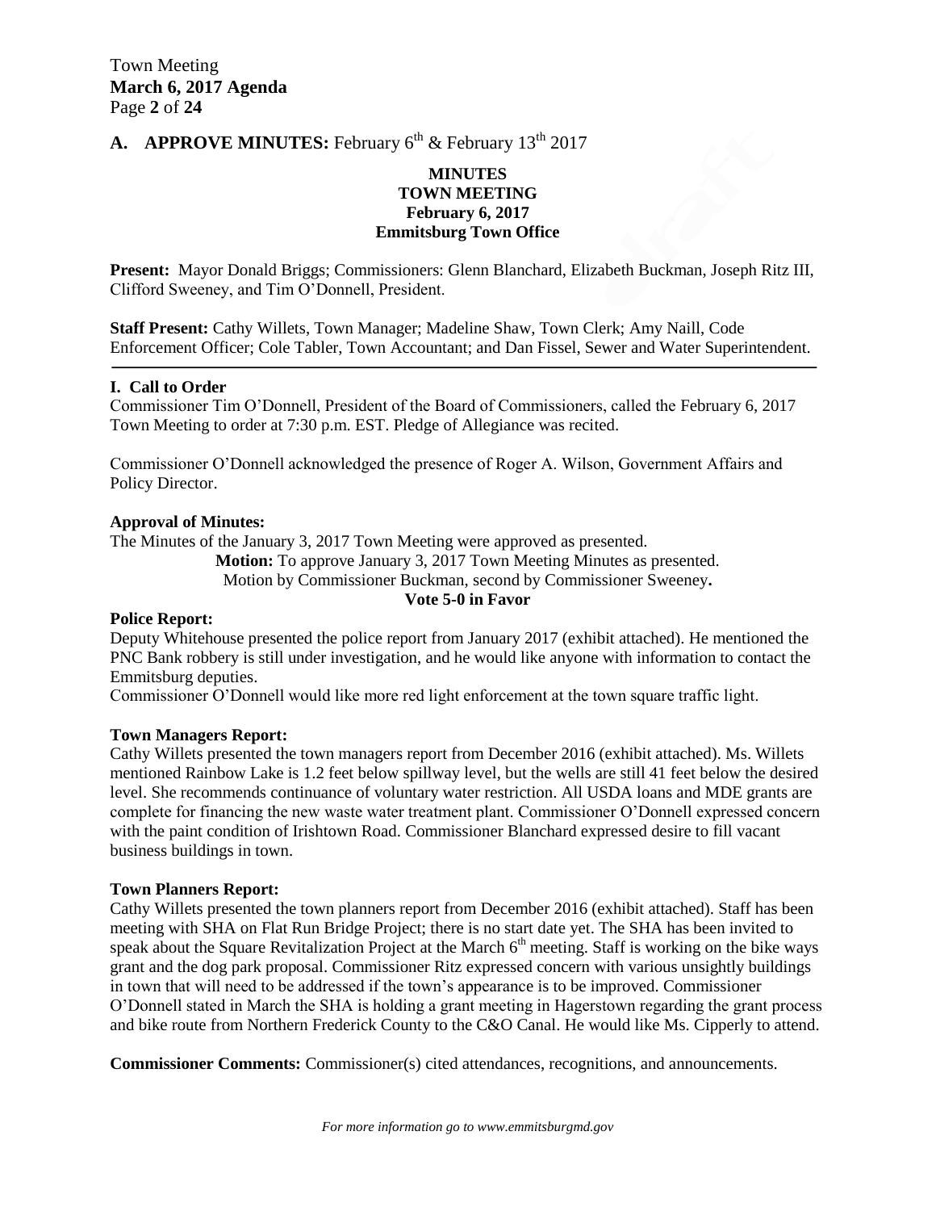## A. APPROVE MINUTES: February 6th & February 13th 2017

**MINUTES**
**TOWN MEETING**
**February 6, 2017**
**Emmitsburg Town Office**

**Present:** Mayor Donald Briggs; Commissioners: Glenn Blanchard, Elizabeth Buckman, Joseph Ritz III, Clifford Sweeney, and Tim O'Donnell, President.

**Staff Present:** Cathy Willets, Town Manager; Madeline Shaw, Town Clerk; Amy Naill, Code Enforcement Officer; Cole Tabler, Town Accountant; and Dan Fissel, Sewer and Water Superintendent.

---

### I. Call to Order

Commissioner Tim O'Donnell, President of the Board of Commissioners, called the February 6, 2017 Town Meeting to order at 7:30 p.m. EST. Pledge of Allegiance was recited.

Commissioner O'Donnell acknowledged the presence of Roger A. Wilson, Government Affairs and Policy Director.

**Approval of Minutes:**

The Minutes of the January 3, 2017 Town Meeting were approved as presented.

**Motion:** To approve January 3, 2017 Town Meeting Minutes as presented.
Motion by Commissioner Buckman, second by Commissioner Sweeney**.**
**Vote 5-0 in Favor**

**Police Report:**

Deputy Whitehouse presented the police report from January 2017 (exhibit attached). He mentioned the PNC Bank robbery is still under investigation, and he would like anyone with information to contact the Emmitsburg deputies.

Commissioner O'Donnell would like more red light enforcement at the town square traffic light.

**Town Managers Report:**

Cathy Willets presented the town managers report from December 2016 (exhibit attached). Ms. Willets mentioned Rainbow Lake is 1.2 feet below spillway level, but the wells are still 41 feet below the desired level. She recommends continuance of voluntary water restriction. All USDA loans and MDE grants are complete for financing the new waste water treatment plant. Commissioner O'Donnell expressed concern with the paint condition of Irishtown Road. Commissioner Blanchard expressed desire to fill vacant business buildings in town.

**Town Planners Report:**

Cathy Willets presented the town planners report from December 2016 (exhibit attached). Staff has been meeting with SHA on Flat Run Bridge Project; there is no start date yet. The SHA has been invited to speak about the Square Revitalization Project at the March 6th meeting. Staff is working on the bike ways grant and the dog park proposal. Commissioner Ritz expressed concern with various unsightly buildings in town that will need to be addressed if the town's appearance is to be improved. Commissioner O'Donnell stated in March the SHA is holding a grant meeting in Hagerstown regarding the grant process and bike route from Northern Frederick County to the C&O Canal. He would like Ms. Cipperly to attend.

**Commissioner Comments:** Commissioner(s) cited attendances, recognitions, and announcements.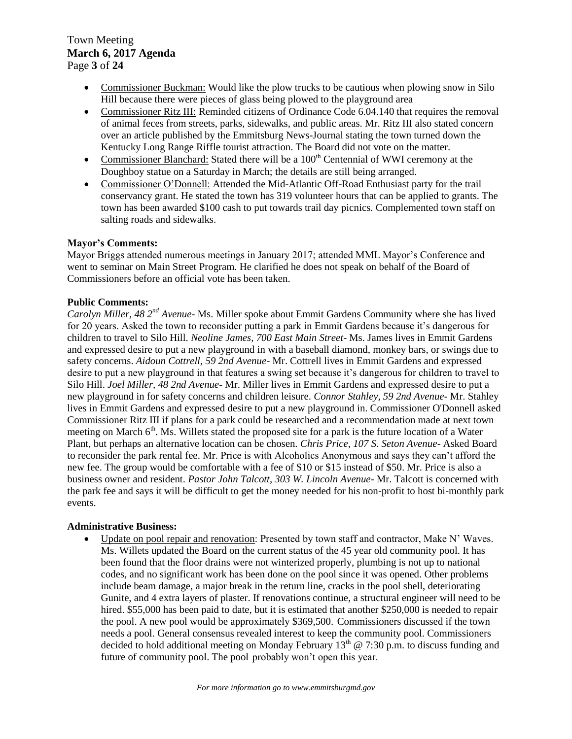- Commissioner Buckman: Would like the plow trucks to be cautious when plowing snow in Silo Hill because there were pieces of glass being plowed to the playground area
- Commissioner Ritz III: Reminded citizens of Ordinance Code 6.04.140 that requires the removal of animal feces from streets, parks, sidewalks, and public areas. Mr. Ritz III also stated concern over an article published by the Emmitsburg News-Journal stating the town turned down the Kentucky Long Range Riffle tourist attraction. The Board did not vote on the matter.
- Commissioner Blanchard: Stated there will be a 100th Centennial of WWI ceremony at the Doughboy statue on a Saturday in March; the details are still being arranged.
- Commissioner O'Donnell: Attended the Mid-Atlantic Off-Road Enthusiast party for the trail conservancy grant. He stated the town has 319 volunteer hours that can be applied to grants. The town has been awarded $100 cash to put towards trail day picnics. Complemented town staff on salting roads and sidewalks.

**Mayor's Comments:**

Mayor Briggs attended numerous meetings in January 2017; attended MML Mayor's Conference and went to seminar on Main Street Program. He clarified he does not speak on behalf of the Board of Commissioners before an official vote has been taken.

**Public Comments:**

*Carolyn Miller, 48 2nd Avenue*- Ms. Miller spoke about Emmit Gardens Community where she has lived for 20 years. Asked the town to reconsider putting a park in Emmit Gardens because it's dangerous for children to travel to Silo Hill. *Neoline James, 700 East Main Street*- Ms. James lives in Emmit Gardens and expressed desire to put a new playground in with a baseball diamond, monkey bars, or swings due to safety concerns. *Aidoun Cottrell, 59 2nd Avenue*- Mr. Cottrell lives in Emmit Gardens and expressed desire to put a new playground in that features a swing set because it's dangerous for children to travel to Silo Hill. *Joel Miller, 48 2nd Avenue*- Mr. Miller lives in Emmit Gardens and expressed desire to put a new playground in for safety concerns and children leisure. *Connor Stahley, 59 2nd Avenue*- Mr. Stahley lives in Emmit Gardens and expressed desire to put a new playground in. Commissioner O'Donnell asked Commissioner Ritz III if plans for a park could be researched and a recommendation made at next town meeting on March 6th. Ms. Willets stated the proposed site for a park is the future location of a Water Plant, but perhaps an alternative location can be chosen. *Chris Price, 107 S. Seton Avenue*- Asked Board to reconsider the park rental fee. Mr. Price is with Alcoholics Anonymous and says they can't afford the new fee. The group would be comfortable with a fee of $10 or $15 instead of $50. Mr. Price is also a business owner and resident. *Pastor John Talcott, 303 W. Lincoln Avenue*- Mr. Talcott is concerned with the park fee and says it will be difficult to get the money needed for his non-profit to host bi-monthly park events.

**Administrative Business:**

- Update on pool repair and renovation: Presented by town staff and contractor, Make N' Waves. Ms. Willets updated the Board on the current status of the 45 year old community pool. It has been found that the floor drains were not winterized properly, plumbing is not up to national codes, and no significant work has been done on the pool since it was opened. Other problems include beam damage, a major break in the return line, cracks in the pool shell, deteriorating Gunite, and 4 extra layers of plaster. If renovations continue, a structural engineer will need to be hired. $55,000 has been paid to date, but it is estimated that another $250,000 is needed to repair the pool. A new pool would be approximately $369,500. Commissioners discussed if the town needs a pool. General consensus revealed interest to keep the community pool. Commissioners decided to hold additional meeting on Monday February 13th @ 7:30 p.m. to discuss funding and future of community pool. The pool probably won't open this year.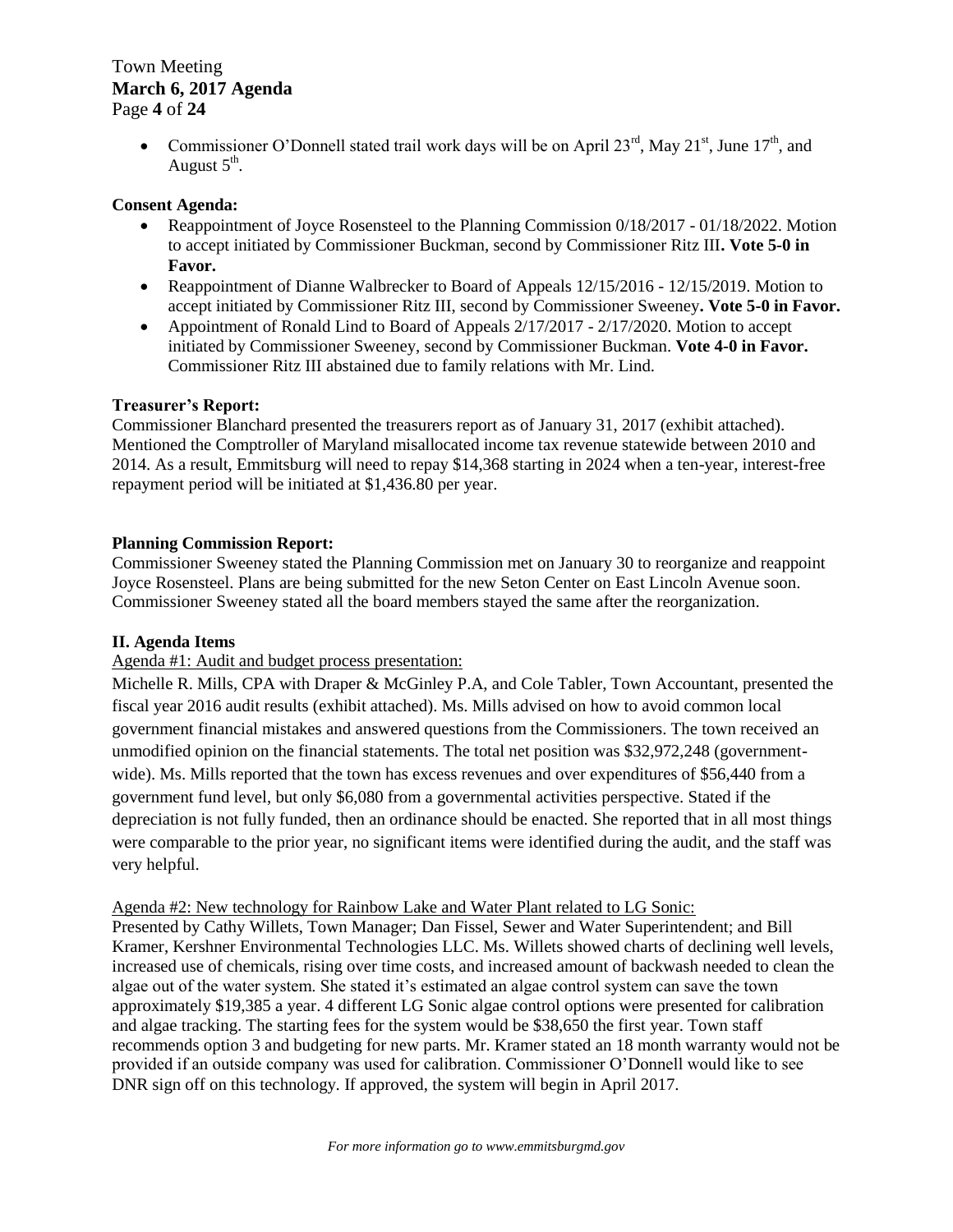- Commissioner O'Donnell stated trail work days will be on April 23rd, May 21st, June 17th, and August 5th.

**Consent Agenda:**

- Reappointment of Joyce Rosensteel to the Planning Commission 0/18/2017 - 01/18/2022. Motion to accept initiated by Commissioner Buckman, second by Commissioner Ritz III**. Vote 5-0 in Favor.**
- Reappointment of Dianne Walbrecker to Board of Appeals 12/15/2016 - 12/15/2019. Motion to accept initiated by Commissioner Ritz III, second by Commissioner Sweeney**. Vote 5-0 in Favor.**
- Appointment of Ronald Lind to Board of Appeals 2/17/2017 - 2/17/2020. Motion to accept initiated by Commissioner Sweeney, second by Commissioner Buckman. **Vote 4-0 in Favor.** Commissioner Ritz III abstained due to family relations with Mr. Lind.

**Treasurer's Report:**

Commissioner Blanchard presented the treasurers report as of January 31, 2017 (exhibit attached). Mentioned the Comptroller of Maryland misallocated income tax revenue statewide between 2010 and 2014. As a result, Emmitsburg will need to repay $14,368 starting in 2024 when a ten-year, interest-free repayment period will be initiated at $1,436.80 per year.

**Planning Commission Report:**

Commissioner Sweeney stated the Planning Commission met on January 30 to reorganize and reappoint Joyce Rosensteel. Plans are being submitted for the new Seton Center on East Lincoln Avenue soon. Commissioner Sweeney stated all the board members stayed the same after the reorganization.

**II. Agenda Items**

Agenda #1: Audit and budget process presentation:

Michelle R. Mills, CPA with Draper & McGinley P.A, and Cole Tabler, Town Accountant, presented the fiscal year 2016 audit results (exhibit attached). Ms. Mills advised on how to avoid common local government financial mistakes and answered questions from the Commissioners. The town received an unmodified opinion on the financial statements. The total net position was $32,972,248 (government-wide). Ms. Mills reported that the town has excess revenues and over expenditures of $56,440 from a government fund level, but only $6,080 from a governmental activities perspective. Stated if the depreciation is not fully funded, then an ordinance should be enacted. She reported that in all most things were comparable to the prior year, no significant items were identified during the audit, and the staff was very helpful.

Agenda #2: New technology for Rainbow Lake and Water Plant related to LG Sonic:

Presented by Cathy Willets, Town Manager; Dan Fissel, Sewer and Water Superintendent; and Bill Kramer, Kershner Environmental Technologies LLC. Ms. Willets showed charts of declining well levels, increased use of chemicals, rising over time costs, and increased amount of backwash needed to clean the algae out of the water system. She stated it's estimated an algae control system can save the town approximately $19,385 a year. 4 different LG Sonic algae control options were presented for calibration and algae tracking. The starting fees for the system would be $38,650 the first year. Town staff recommends option 3 and budgeting for new parts. Mr. Kramer stated an 18 month warranty would not be provided if an outside company was used for calibration. Commissioner O'Donnell would like to see DNR sign off on this technology. If approved, the system will begin in April 2017.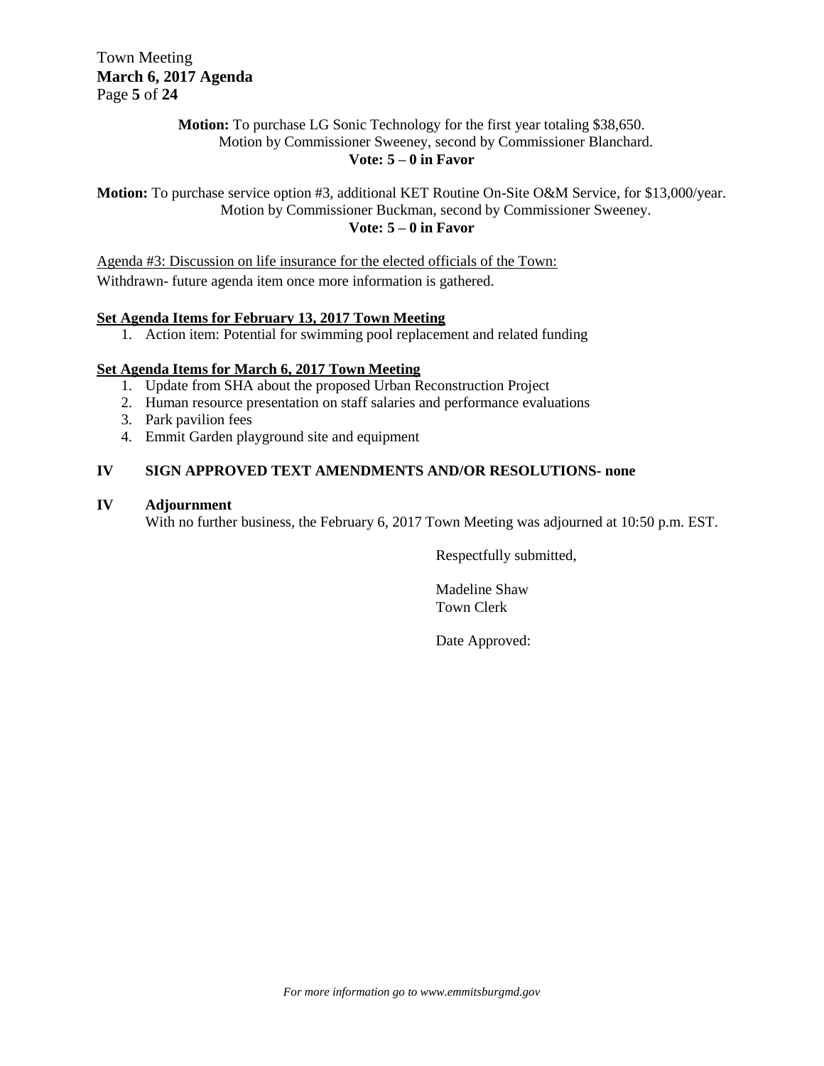**Motion:** To purchase LG Sonic Technology for the first year totaling $38,650.
Motion by Commissioner Sweeney, second by Commissioner Blanchard.
**Vote: 5 – 0 in Favor**

**Motion:** To purchase service option #3, additional KET Routine On-Site O&M Service, for $13,000/year.
Motion by Commissioner Buckman, second by Commissioner Sweeney.
**Vote: 5 – 0 in Favor**

<u>Agenda #3: Discussion on life insurance for the elected officials of the Town:</u>
Withdrawn- future agenda item once more information is gathered.

**<u>Set Agenda Items for February 13, 2017 Town Meeting</u>**

1. Action item: Potential for swimming pool replacement and related funding

**<u>Set Agenda Items for March 6, 2017 Town Meeting</u>**

1. Update from SHA about the proposed Urban Reconstruction Project
2. Human resource presentation on staff salaries and performance evaluations
3. Park pavilion fees
4. Emmit Garden playground site and equipment

## IV SIGN APPROVED TEXT AMENDMENTS AND/OR RESOLUTIONS- none

## IV Adjournment

With no further business, the February 6, 2017 Town Meeting was adjourned at 10:50 p.m. EST.

Respectfully submitted,

Madeline Shaw
Town Clerk

Date Approved:

*For more information go to www.emmitsburgmd.gov*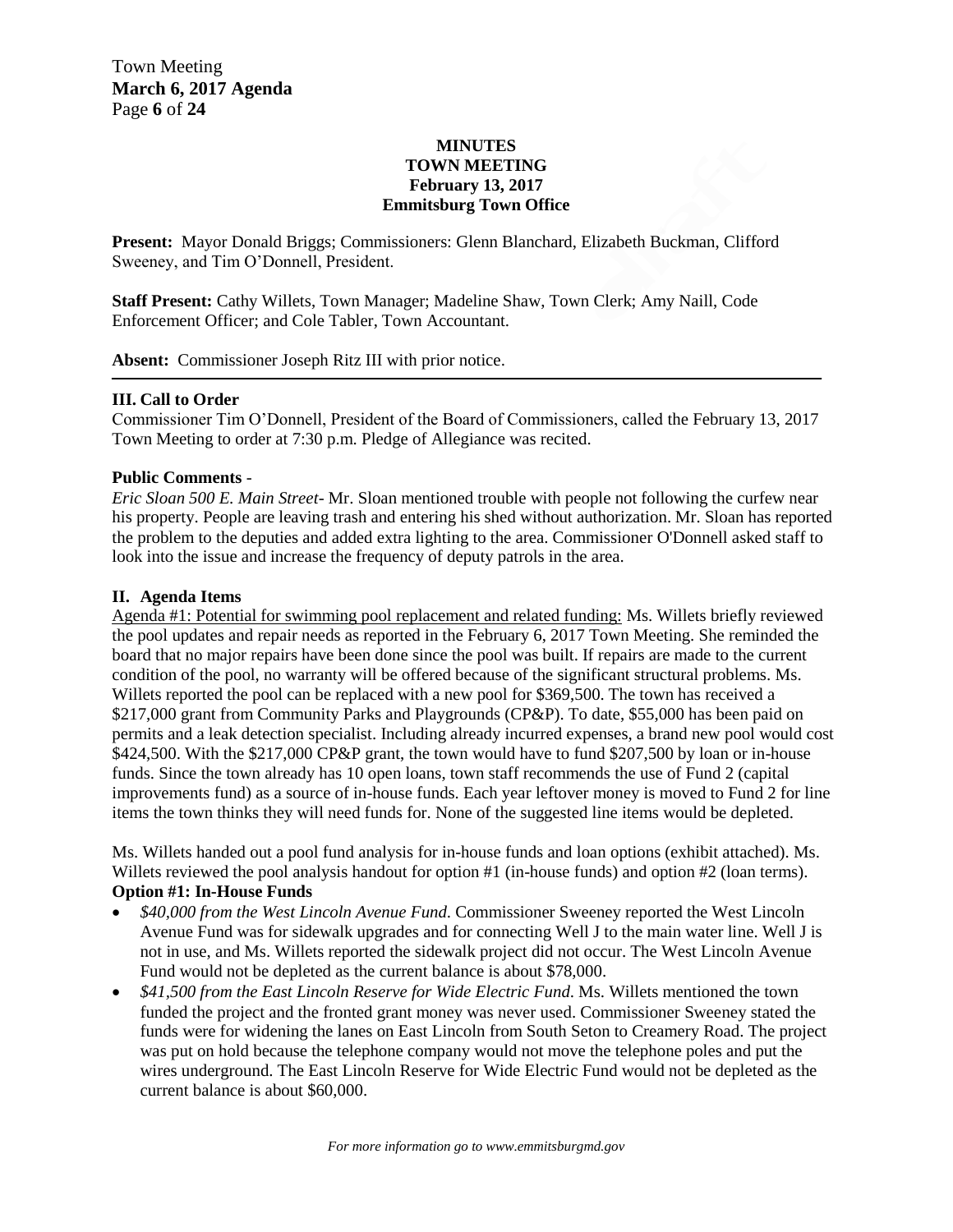**MINUTES**
**TOWN MEETING**
**February 13, 2017**
**Emmitsburg Town Office**

**Present:** Mayor Donald Briggs; Commissioners: Glenn Blanchard, Elizabeth Buckman, Clifford Sweeney, and Tim O'Donnell, President.

**Staff Present:** Cathy Willets, Town Manager; Madeline Shaw, Town Clerk; Amy Naill, Code Enforcement Officer; and Cole Tabler, Town Accountant.

**Absent:** Commissioner Joseph Ritz III with prior notice.

---

**III. Call to Order**

Commissioner Tim O'Donnell, President of the Board of Commissioners, called the February 13, 2017 Town Meeting to order at 7:30 p.m. Pledge of Allegiance was recited.

**Public Comments** -

*Eric Sloan 500 E. Main Street*- Mr. Sloan mentioned trouble with people not following the curfew near his property. People are leaving trash and entering his shed without authorization. Mr. Sloan has reported the problem to the deputies and added extra lighting to the area. Commissioner O'Donnell asked staff to look into the issue and increase the frequency of deputy patrols in the area.

**II. Agenda Items**

Agenda #1: Potential for swimming pool replacement and related funding: Ms. Willets briefly reviewed the pool updates and repair needs as reported in the February 6, 2017 Town Meeting. She reminded the board that no major repairs have been done since the pool was built. If repairs are made to the current condition of the pool, no warranty will be offered because of the significant structural problems. Ms. Willets reported the pool can be replaced with a new pool for $369,500. The town has received a $217,000 grant from Community Parks and Playgrounds (CP&P). To date, $55,000 has been paid on permits and a leak detection specialist. Including already incurred expenses, a brand new pool would cost $424,500. With the $217,000 CP&P grant, the town would have to fund $207,500 by loan or in-house funds. Since the town already has 10 open loans, town staff recommends the use of Fund 2 (capital improvements fund) as a source of in-house funds. Each year leftover money is moved to Fund 2 for line items the town thinks they will need funds for. None of the suggested line items would be depleted.

Ms. Willets handed out a pool fund analysis for in-house funds and loan options (exhibit attached). Ms. Willets reviewed the pool analysis handout for option #1 (in-house funds) and option #2 (loan terms).

**Option #1: In-House Funds**

- *$40,000 from the West Lincoln Avenue Fund.* Commissioner Sweeney reported the West Lincoln Avenue Fund was for sidewalk upgrades and for connecting Well J to the main water line. Well J is not in use, and Ms. Willets reported the sidewalk project did not occur. The West Lincoln Avenue Fund would not be depleted as the current balance is about $78,000.
- *$41,500 from the East Lincoln Reserve for Wide Electric Fund.* Ms. Willets mentioned the town funded the project and the fronted grant money was never used. Commissioner Sweeney stated the funds were for widening the lanes on East Lincoln from South Seton to Creamery Road. The project was put on hold because the telephone company would not move the telephone poles and put the wires underground. The East Lincoln Reserve for Wide Electric Fund would not be depleted as the current balance is about $60,000.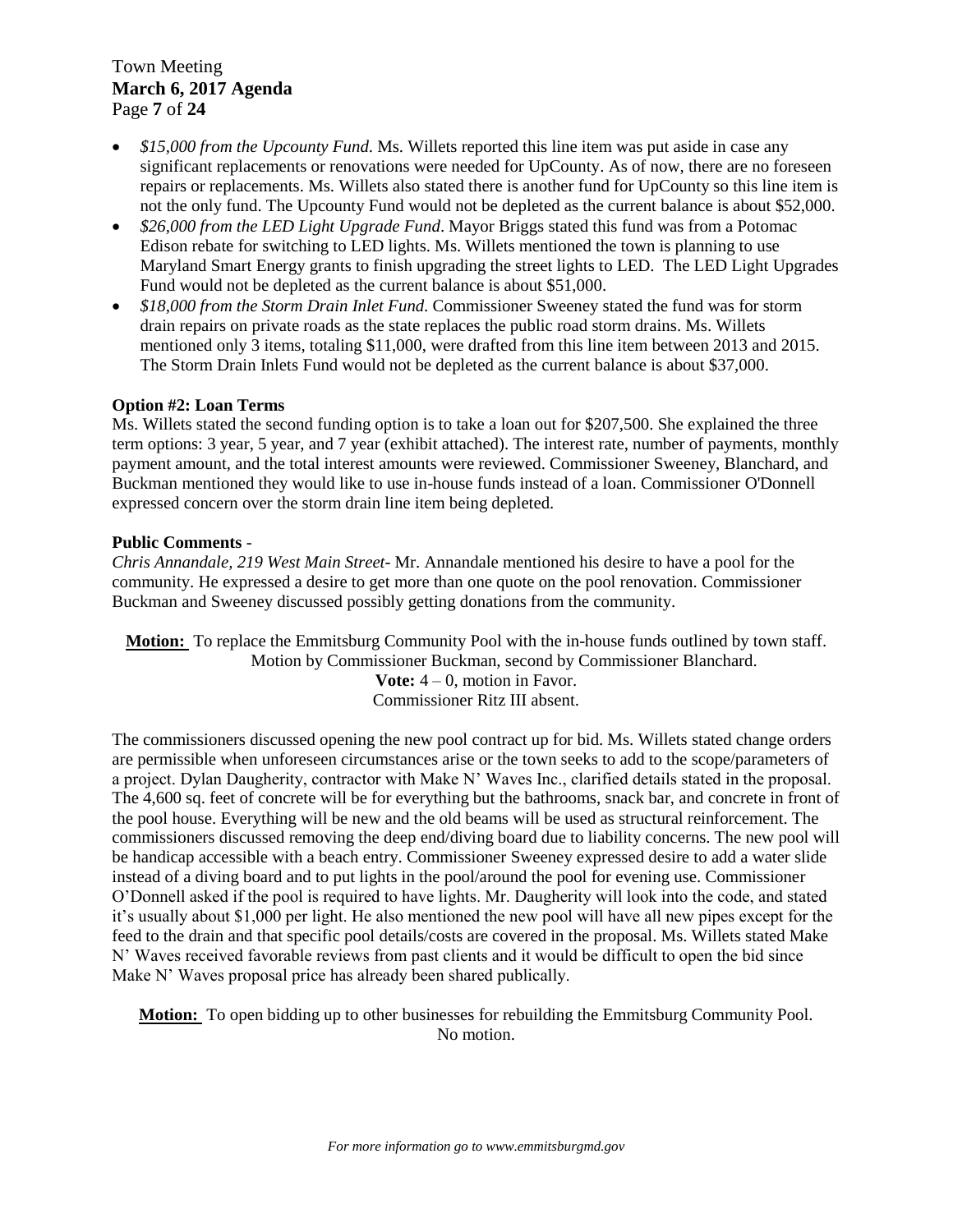- *$15,000 from the Upcounty Fund*. Ms. Willets reported this line item was put aside in case any significant replacements or renovations were needed for UpCounty. As of now, there are no foreseen repairs or replacements. Ms. Willets also stated there is another fund for UpCounty so this line item is not the only fund. The Upcounty Fund would not be depleted as the current balance is about $52,000.
- *$26,000 from the LED Light Upgrade Fund*. Mayor Briggs stated this fund was from a Potomac Edison rebate for switching to LED lights. Ms. Willets mentioned the town is planning to use Maryland Smart Energy grants to finish upgrading the street lights to LED. The LED Light Upgrades Fund would not be depleted as the current balance is about $51,000.
- *$18,000 from the Storm Drain Inlet Fund*. Commissioner Sweeney stated the fund was for storm drain repairs on private roads as the state replaces the public road storm drains. Ms. Willets mentioned only 3 items, totaling $11,000, were drafted from this line item between 2013 and 2015. The Storm Drain Inlets Fund would not be depleted as the current balance is about $37,000.

**Option #2: Loan Terms**

Ms. Willets stated the second funding option is to take a loan out for $207,500. She explained the three term options: 3 year, 5 year, and 7 year (exhibit attached). The interest rate, number of payments, monthly payment amount, and the total interest amounts were reviewed. Commissioner Sweeney, Blanchard, and Buckman mentioned they would like to use in-house funds instead of a loan. Commissioner O'Donnell expressed concern over the storm drain line item being depleted.

**Public Comments** -

*Chris Annandale, 219 West Main Street*- Mr. Annandale mentioned his desire to have a pool for the community. He expressed a desire to get more than one quote on the pool renovation. Commissioner Buckman and Sweeney discussed possibly getting donations from the community.

**Motion:** To replace the Emmitsburg Community Pool with the in-house funds outlined by town staff.
Motion by Commissioner Buckman, second by Commissioner Blanchard.
**Vote:** 4 – 0, motion in Favor.
Commissioner Ritz III absent.

The commissioners discussed opening the new pool contract up for bid. Ms. Willets stated change orders are permissible when unforeseen circumstances arise or the town seeks to add to the scope/parameters of a project. Dylan Daugherity, contractor with Make N' Waves Inc., clarified details stated in the proposal. The 4,600 sq. feet of concrete will be for everything but the bathrooms, snack bar, and concrete in front of the pool house. Everything will be new and the old beams will be used as structural reinforcement. The commissioners discussed removing the deep end/diving board due to liability concerns. The new pool will be handicap accessible with a beach entry. Commissioner Sweeney expressed desire to add a water slide instead of a diving board and to put lights in the pool/around the pool for evening use. Commissioner O'Donnell asked if the pool is required to have lights. Mr. Daugherity will look into the code, and stated it's usually about $1,000 per light. He also mentioned the new pool will have all new pipes except for the feed to the drain and that specific pool details/costs are covered in the proposal. Ms. Willets stated Make N' Waves received favorable reviews from past clients and it would be difficult to open the bid since Make N' Waves proposal price has already been shared publically.

**Motion:** To open bidding up to other businesses for rebuilding the Emmitsburg Community Pool.
No motion.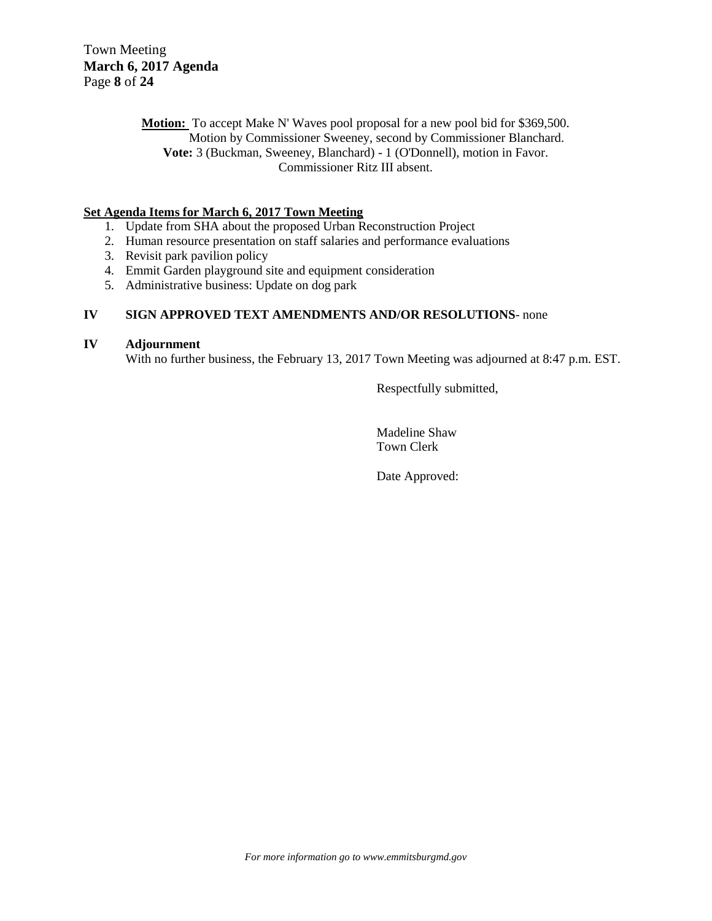**Motion:** To accept Make N' Waves pool proposal for a new pool bid for $369,500.
Motion by Commissioner Sweeney, second by Commissioner Blanchard.
**Vote:** 3 (Buckman, Sweeney, Blanchard) - 1 (O'Donnell), motion in Favor.
Commissioner Ritz III absent.

**Set Agenda Items for March 6, 2017 Town Meeting**

1. Update from SHA about the proposed Urban Reconstruction Project
2. Human resource presentation on staff salaries and performance evaluations
3. Revisit park pavilion policy
4. Emmit Garden playground site and equipment consideration
5. Administrative business: Update on dog park

## IV SIGN APPROVED TEXT AMENDMENTS AND/OR RESOLUTIONS- none

## IV Adjournment

With no further business, the February 13, 2017 Town Meeting was adjourned at 8:47 p.m. EST.

Respectfully submitted,

Madeline Shaw
Town Clerk

Date Approved:

*For more information go to www.emmitsburgmd.gov*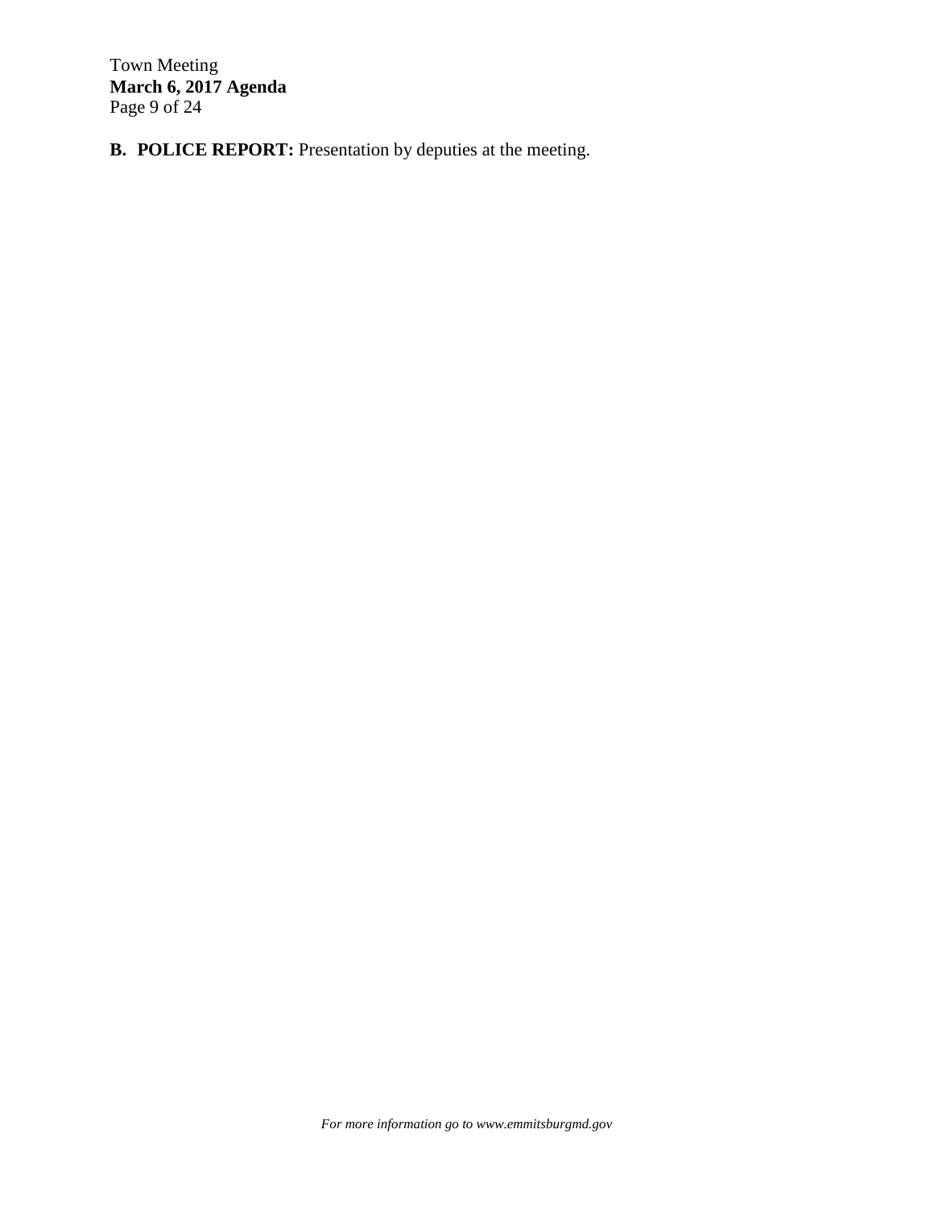**B. POLICE REPORT:** Presentation by deputies at the meeting.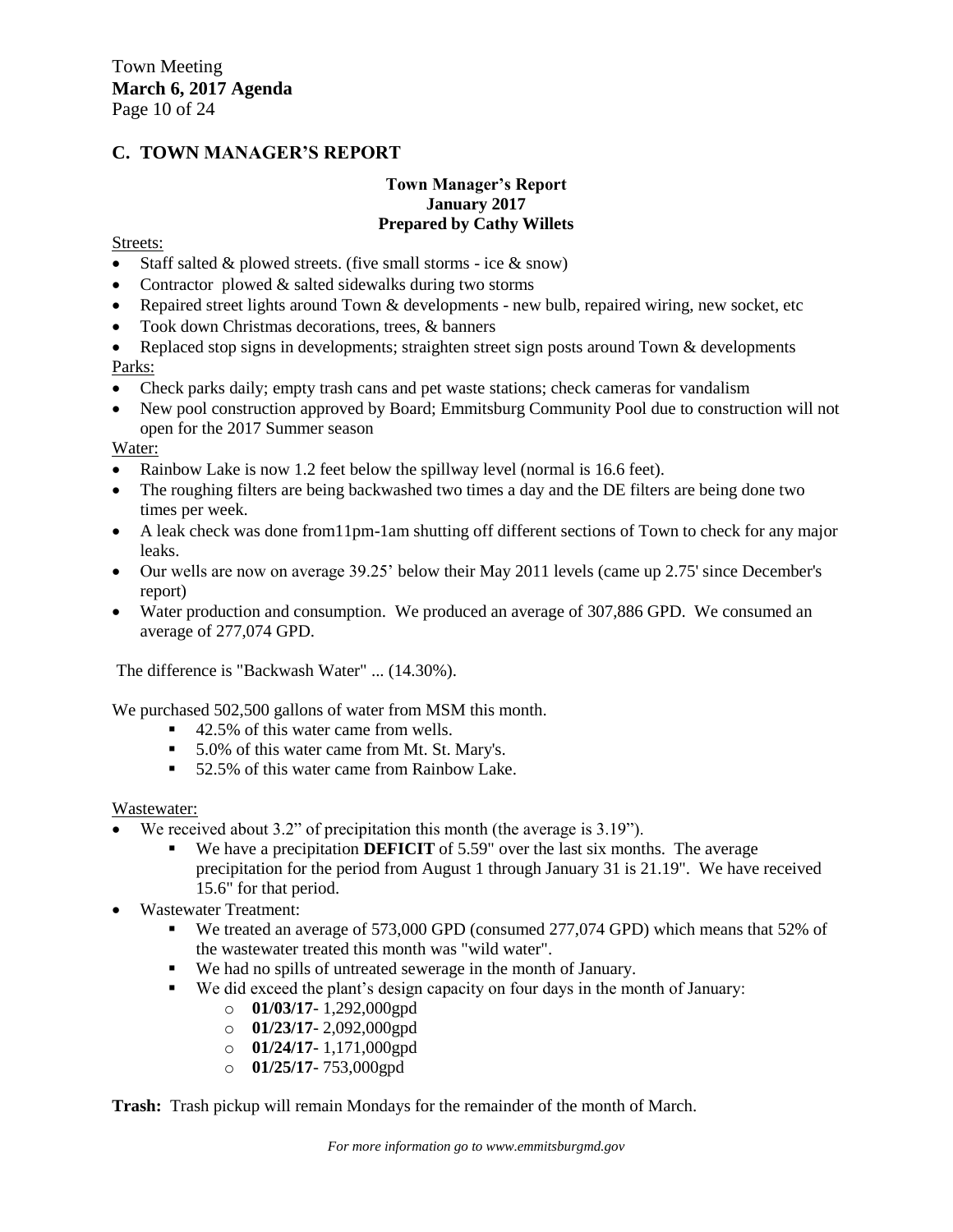## C. TOWN MANAGER'S REPORT

### Town Manager's Report
### January 2017
### Prepared by Cathy Willets

Streets:

- Staff salted & plowed streets. (five small storms - ice & snow)
- Contractor plowed & salted sidewalks during two storms
- Repaired street lights around Town & developments - new bulb, repaired wiring, new socket, etc
- Took down Christmas decorations, trees, & banners
- Replaced stop signs in developments; straighten street sign posts around Town & developments

Parks:

- Check parks daily; empty trash cans and pet waste stations; check cameras for vandalism
- New pool construction approved by Board; Emmitsburg Community Pool due to construction will not open for the 2017 Summer season

Water:

- Rainbow Lake is now 1.2 feet below the spillway level (normal is 16.6 feet).
- The roughing filters are being backwashed two times a day and the DE filters are being done two times per week.
- A leak check was done from11pm-1am shutting off different sections of Town to check for any major leaks.
- Our wells are now on average 39.25' below their May 2011 levels (came up 2.75' since December's report)
- Water production and consumption. We produced an average of 307,886 GPD. We consumed an average of 277,074 GPD.

The difference is "Backwash Water" ... (14.30%).

We purchased 502,500 gallons of water from MSM this month.

- 42.5% of this water came from wells.
- 5.0% of this water came from Mt. St. Mary's.
- 52.5% of this water came from Rainbow Lake.

Wastewater:

- We received about 3.2" of precipitation this month (the average is 3.19").
  - We have a precipitation **DEFICIT** of 5.59" over the last six months. The average precipitation for the period from August 1 through January 31 is 21.19". We have received 15.6" for that period.
- Wastewater Treatment:
  - We treated an average of 573,000 GPD (consumed 277,074 GPD) which means that 52% of the wastewater treated this month was "wild water".
  - We had no spills of untreated sewerage in the month of January.
  - We did exceed the plant's design capacity on four days in the month of January:
    - **01/03/17**- 1,292,000gpd
    - **01/23/17**- 2,092,000gpd
    - **01/24/17**- 1,171,000gpd
    - **01/25/17**- 753,000gpd

**Trash:** Trash pickup will remain Mondays for the remainder of the month of March.

*For more information go to www.emmitsburgmd.gov*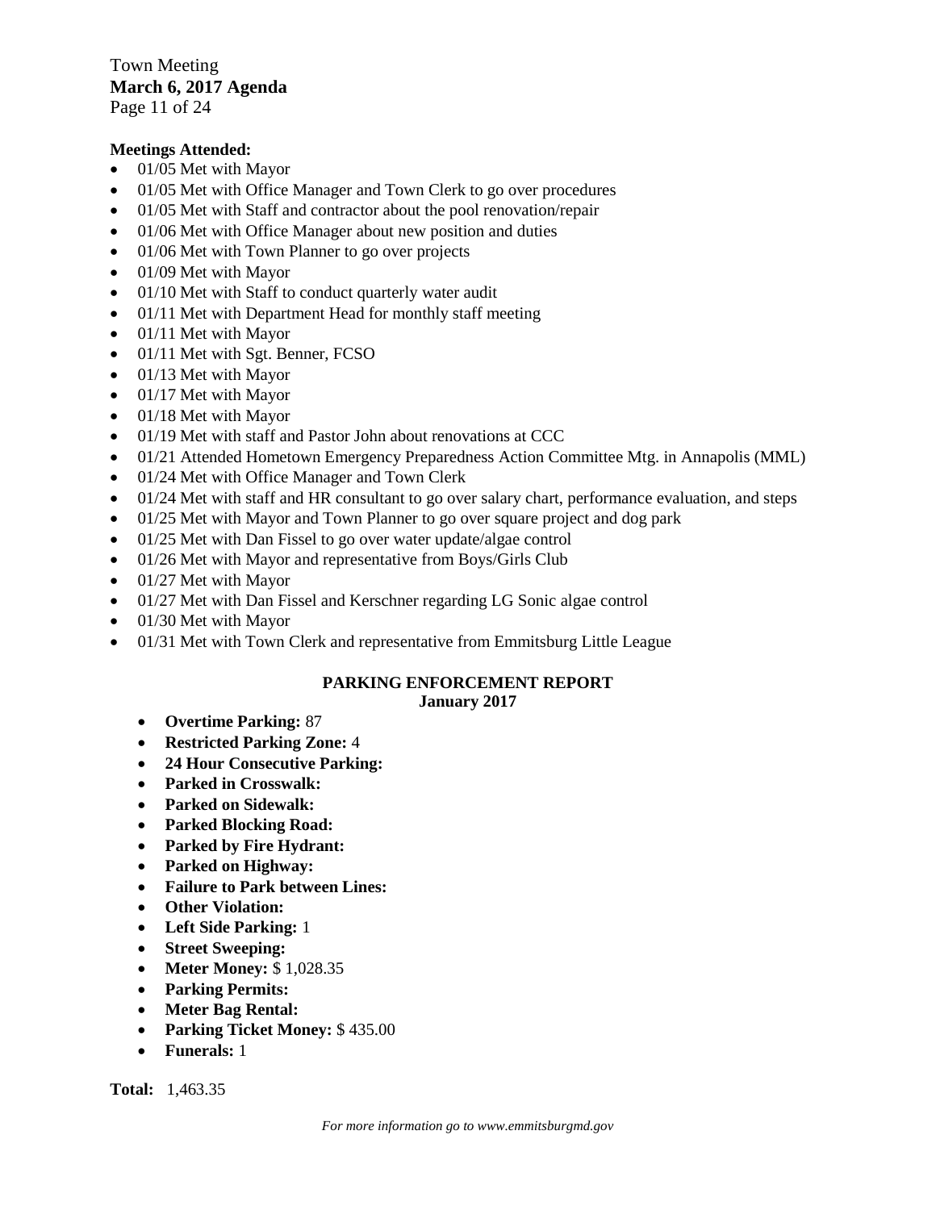**Meetings Attended:**

- 01/05 Met with Mayor
- 01/05 Met with Office Manager and Town Clerk to go over procedures
- 01/05 Met with Staff and contractor about the pool renovation/repair
- 01/06 Met with Office Manager about new position and duties
- 01/06 Met with Town Planner to go over projects
- 01/09 Met with Mayor
- 01/10 Met with Staff to conduct quarterly water audit
- 01/11 Met with Department Head for monthly staff meeting
- 01/11 Met with Mayor
- 01/11 Met with Sgt. Benner, FCSO
- 01/13 Met with Mayor
- 01/17 Met with Mayor
- 01/18 Met with Mayor
- 01/19 Met with staff and Pastor John about renovations at CCC
- 01/21 Attended Hometown Emergency Preparedness Action Committee Mtg. in Annapolis (MML)
- 01/24 Met with Office Manager and Town Clerk
- 01/24 Met with staff and HR consultant to go over salary chart, performance evaluation, and steps
- 01/25 Met with Mayor and Town Planner to go over square project and dog park
- 01/25 Met with Dan Fissel to go over water update/algae control
- 01/26 Met with Mayor and representative from Boys/Girls Club
- 01/27 Met with Mayor
- 01/27 Met with Dan Fissel and Kerschner regarding LG Sonic algae control
- 01/30 Met with Mayor
- 01/31 Met with Town Clerk and representative from Emmitsburg Little League

## PARKING ENFORCEMENT REPORT
**January 2017**

- **Overtime Parking:** 87
- **Restricted Parking Zone:** 4
- **24 Hour Consecutive Parking:**
- **Parked in Crosswalk:**
- **Parked on Sidewalk:**
- **Parked Blocking Road:**
- **Parked by Fire Hydrant:**
- **Parked on Highway:**
- **Failure to Park between Lines:**
- **Other Violation:**
- **Left Side Parking:** 1
- **Street Sweeping:**
- **Meter Money:** $ 1,028.35
- **Parking Permits:**
- **Meter Bag Rental:**
- **Parking Ticket Money:** $ 435.00
- **Funerals:** 1

**Total:** 1,463.35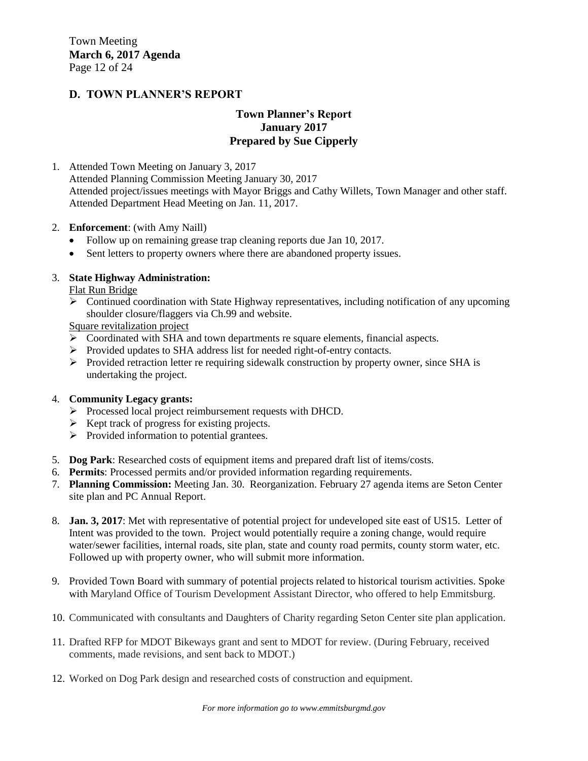## D. TOWN PLANNER'S REPORT

### Town Planner's Report
### January 2017
### Prepared by Sue Cipperly

1. Attended Town Meeting on January 3, 2017
   Attended Planning Commission Meeting January 30, 2017
   Attended project/issues meetings with Mayor Briggs and Cathy Willets, Town Manager and other staff.
   Attended Department Head Meeting on Jan. 11, 2017.

2. **Enforcement**: (with Amy Naill)
   - Follow up on remaining grease trap cleaning reports due Jan 10, 2017.
   - Sent letters to property owners where there are abandoned property issues.

3. **State Highway Administration:**
   
   Flat Run Bridge
   - Continued coordination with State Highway representatives, including notification of any upcoming shoulder closure/flaggers via Ch.99 and website.

   Square revitalization project
   - Coordinated with SHA and town departments re square elements, financial aspects.
   - Provided updates to SHA address list for needed right-of-entry contacts.
   - Provided retraction letter re requiring sidewalk construction by property owner, since SHA is undertaking the project.

4. **Community Legacy grants:**
   - Processed local project reimbursement requests with DHCD.
   - Kept track of progress for existing projects.
   - Provided information to potential grantees.

5. **Dog Park**: Researched costs of equipment items and prepared draft list of items/costs.
6. **Permits**: Processed permits and/or provided information regarding requirements.
7. **Planning Commission:** Meeting Jan. 30. Reorganization. February 27 agenda items are Seton Center site plan and PC Annual Report.

8. **Jan. 3, 2017**: Met with representative of potential project for undeveloped site east of US15. Letter of Intent was provided to the town. Project would potentially require a zoning change, would require water/sewer facilities, internal roads, site plan, state and county road permits, county storm water, etc. Followed up with property owner, who will submit more information.

9. Provided Town Board with summary of potential projects related to historical tourism activities. Spoke with Maryland Office of Tourism Development Assistant Director, who offered to help Emmitsburg.

10. Communicated with consultants and Daughters of Charity regarding Seton Center site plan application.

11. Drafted RFP for MDOT Bikeways grant and sent to MDOT for review. (During February, received comments, made revisions, and sent back to MDOT.)

12. Worked on Dog Park design and researched costs of construction and equipment.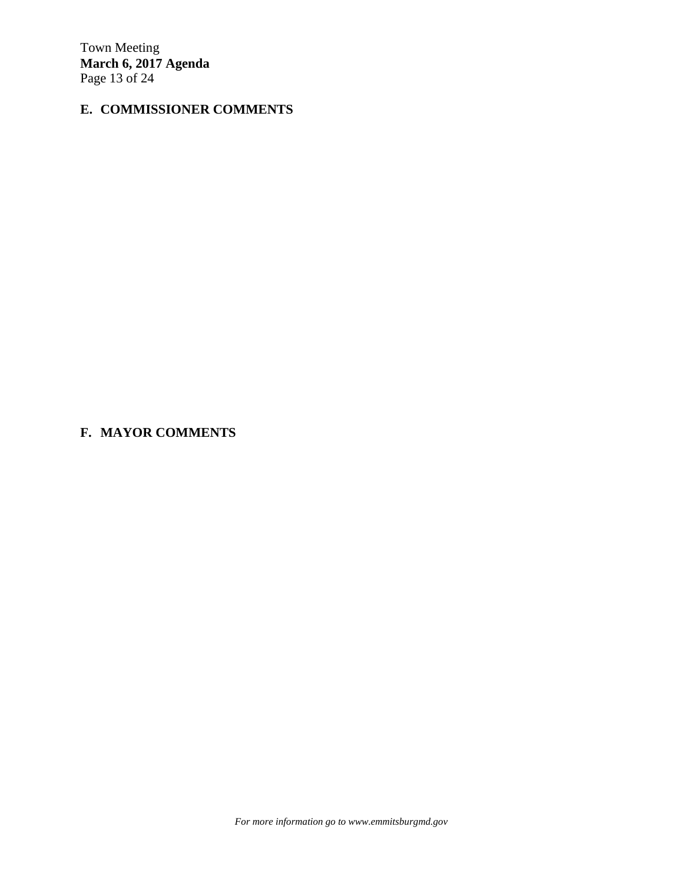## E. COMMISSIONER COMMENTS

## F. MAYOR COMMENTS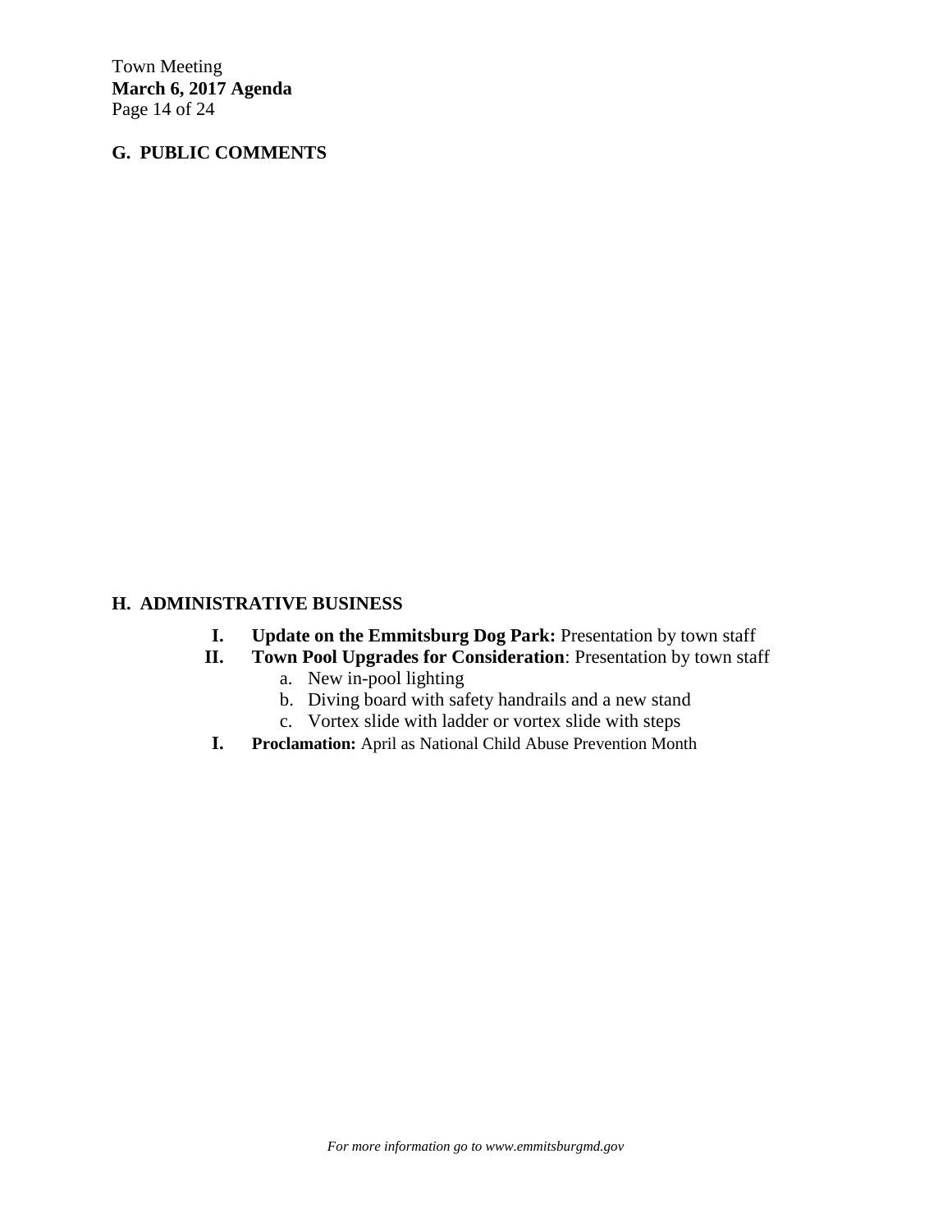## G. PUBLIC COMMENTS

## H. ADMINISTRATIVE BUSINESS

- **I. Update on the Emmitsburg Dog Park:** Presentation by town staff
- **II. Town Pool Upgrades for Consideration**: Presentation by town staff
  - a. New in-pool lighting
  - b. Diving board with safety handrails and a new stand
  - c. Vortex slide with ladder or vortex slide with steps
- **I. Proclamation:** April as National Child Abuse Prevention Month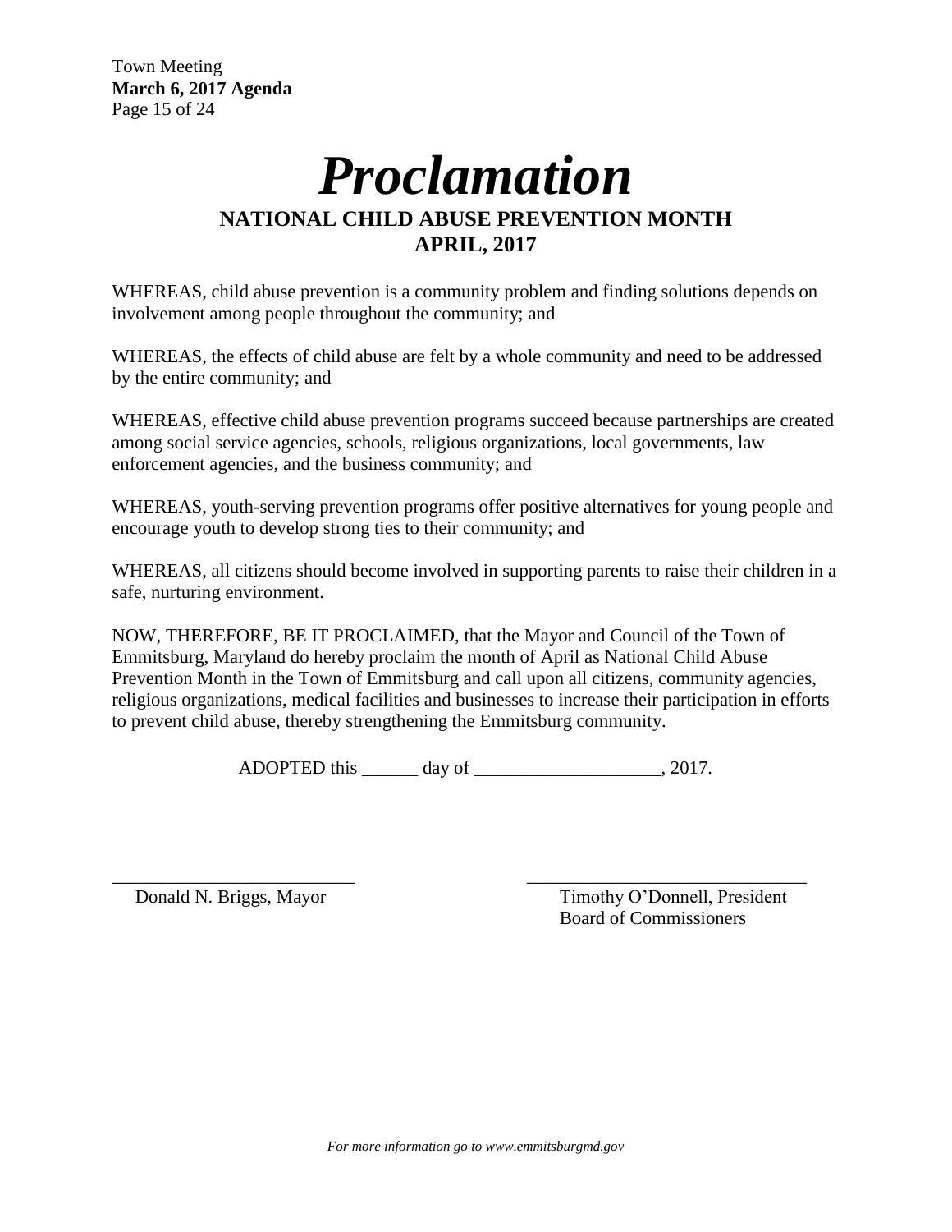#### Town Meeting
**March 6, 2017 Agenda**

# *Proclamation*

## NATIONAL CHILD ABUSE PREVENTION MONTH
## APRIL, 2017

WHEREAS, child abuse prevention is a community problem and finding solutions depends on involvement among people throughout the community; and

WHEREAS, the effects of child abuse are felt by a whole community and need to be addressed by the entire community; and

WHEREAS, effective child abuse prevention programs succeed because partnerships are created among social service agencies, schools, religious organizations, local governments, law enforcement agencies, and the business community; and

WHEREAS, youth-serving prevention programs offer positive alternatives for young people and encourage youth to develop strong ties to their community; and

WHEREAS, all citizens should become involved in supporting parents to raise their children in a safe, nurturing environment.

NOW, THEREFORE, BE IT PROCLAIMED, that the Mayor and Council of the Town of Emmitsburg, Maryland do hereby proclaim the month of April as National Child Abuse Prevention Month in the Town of Emmitsburg and call upon all citizens, community agencies, religious organizations, medical facilities and businesses to increase their participation in efforts to prevent child abuse, thereby strengthening the Emmitsburg community.

ADOPTED this ______ day of ____________________, 2017.

__________________________
Donald N. Briggs, Mayor

______________________________
Timothy O'Donnell, President
Board of Commissioners

*For more information go to www.emmitsburgmd.gov*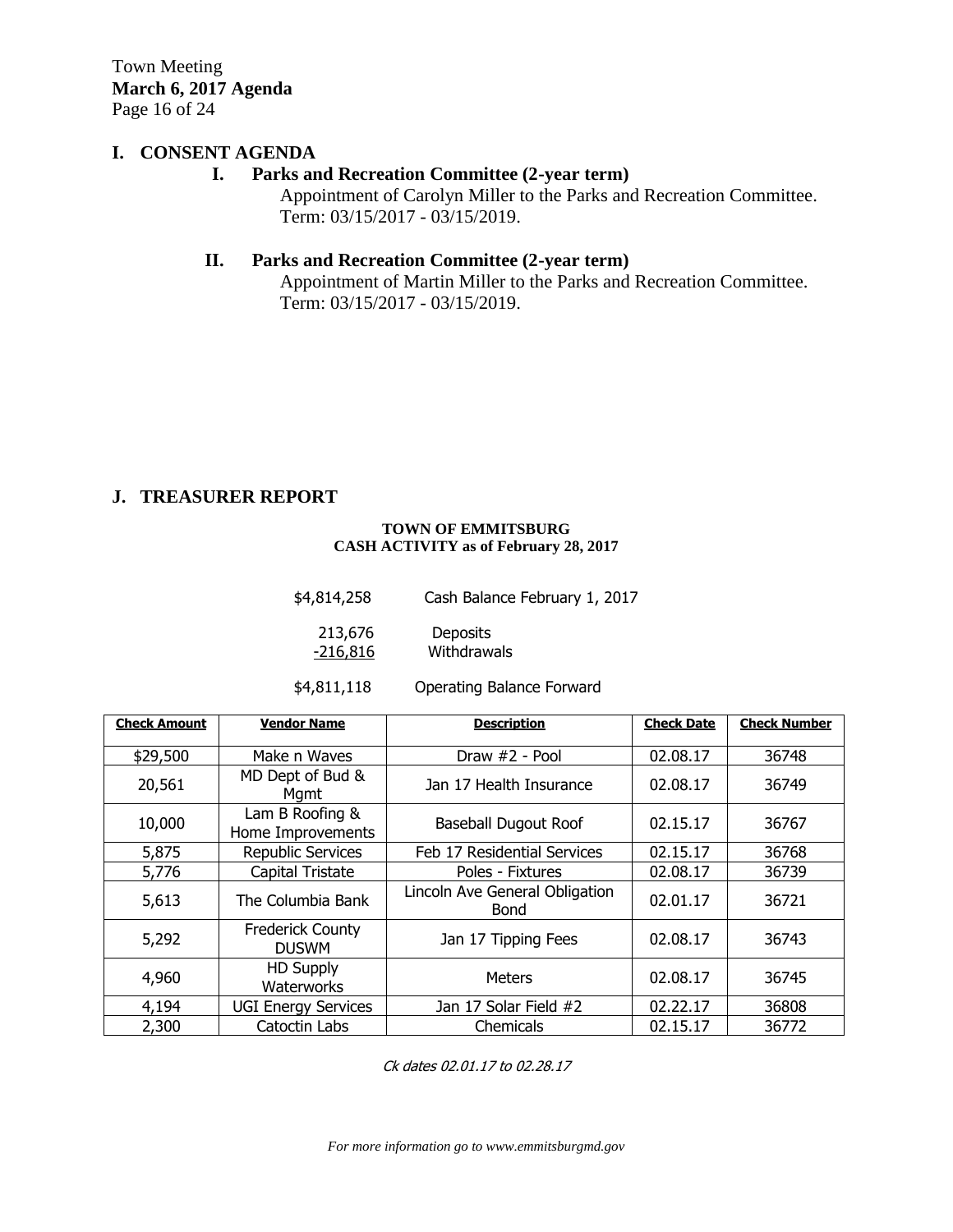## I. CONSENT AGENDA

### I. Parks and Recreation Committee (2-year term)

Appointment of Carolyn Miller to the Parks and Recreation Committee. Term: 03/15/2017 - 03/15/2019.

### II. Parks and Recreation Committee (2-year term)

Appointment of Martin Miller to the Parks and Recreation Committee. Term: 03/15/2017 - 03/15/2019.

## J. TREASURER REPORT

**TOWN OF EMMITSBURG**
**CASH ACTIVITY as of February 28, 2017**

| | |
|---|---|
| $4,814,258 | Cash Balance February 1, 2017 |
| 213,676 | Deposits |
| -216,816 | Withdrawals |
| $4,811,118 | Operating Balance Forward |

| Check Amount | Vendor Name | Description | Check Date | Check Number |
|---|---|---|---|---|
| $29,500 | Make n Waves | Draw #2 - Pool | 02.08.17 | 36748 |
| 20,561 | MD Dept of Bud & Mgmt | Jan 17 Health Insurance | 02.08.17 | 36749 |
| 10,000 | Lam B Roofing & Home Improvements | Baseball Dugout Roof | 02.15.17 | 36767 |
| 5,875 | Republic Services | Feb 17 Residential Services | 02.15.17 | 36768 |
| 5,776 | Capital Tristate | Poles - Fixtures | 02.08.17 | 36739 |
| 5,613 | The Columbia Bank | Lincoln Ave General Obligation Bond | 02.01.17 | 36721 |
| 5,292 | Frederick County DUSWM | Jan 17 Tipping Fees | 02.08.17 | 36743 |
| 4,960 | HD Supply Waterworks | Meters | 02.08.17 | 36745 |
| 4,194 | UGI Energy Services | Jan 17 Solar Field #2 | 02.22.17 | 36808 |
| 2,300 | Catoctin Labs | Chemicals | 02.15.17 | 36772 |

*Ck dates 02.01.17 to 02.28.17*

*For more information go to www.emmitsburgmd.gov*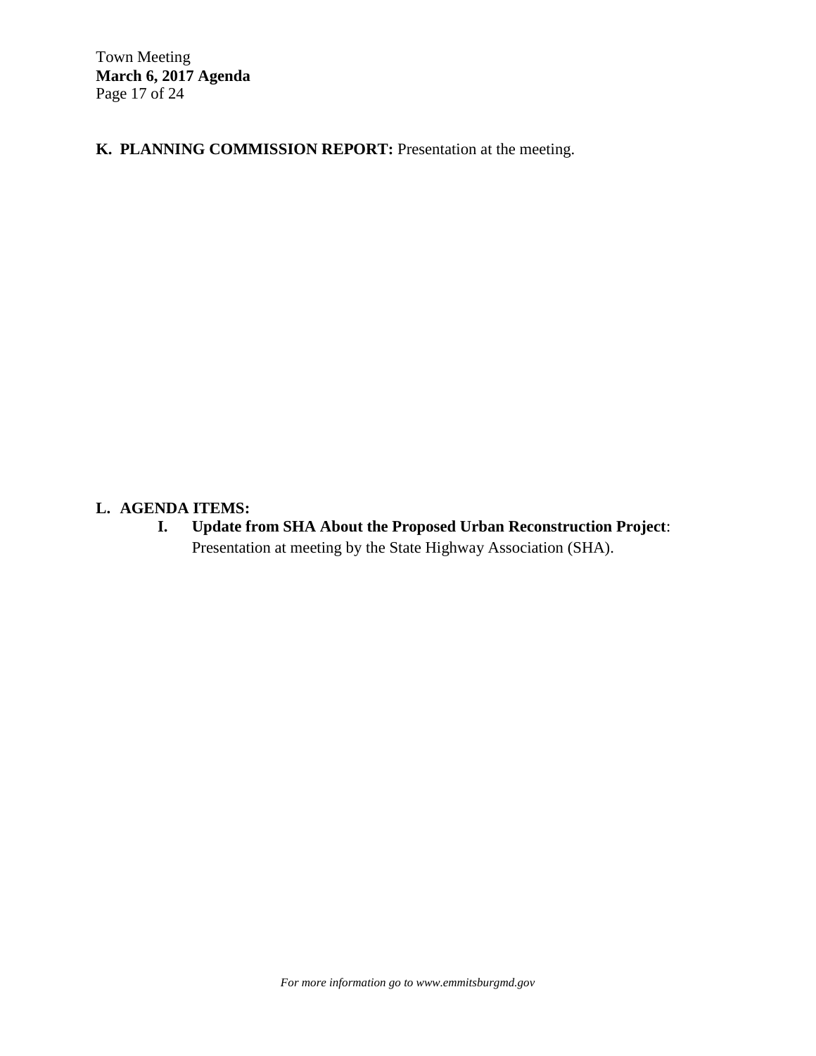**K. PLANNING COMMISSION REPORT:** Presentation at the meeting.

**L. AGENDA ITEMS:**

**I. Update from SHA About the Proposed Urban Reconstruction Project**: Presentation at meeting by the State Highway Association (SHA).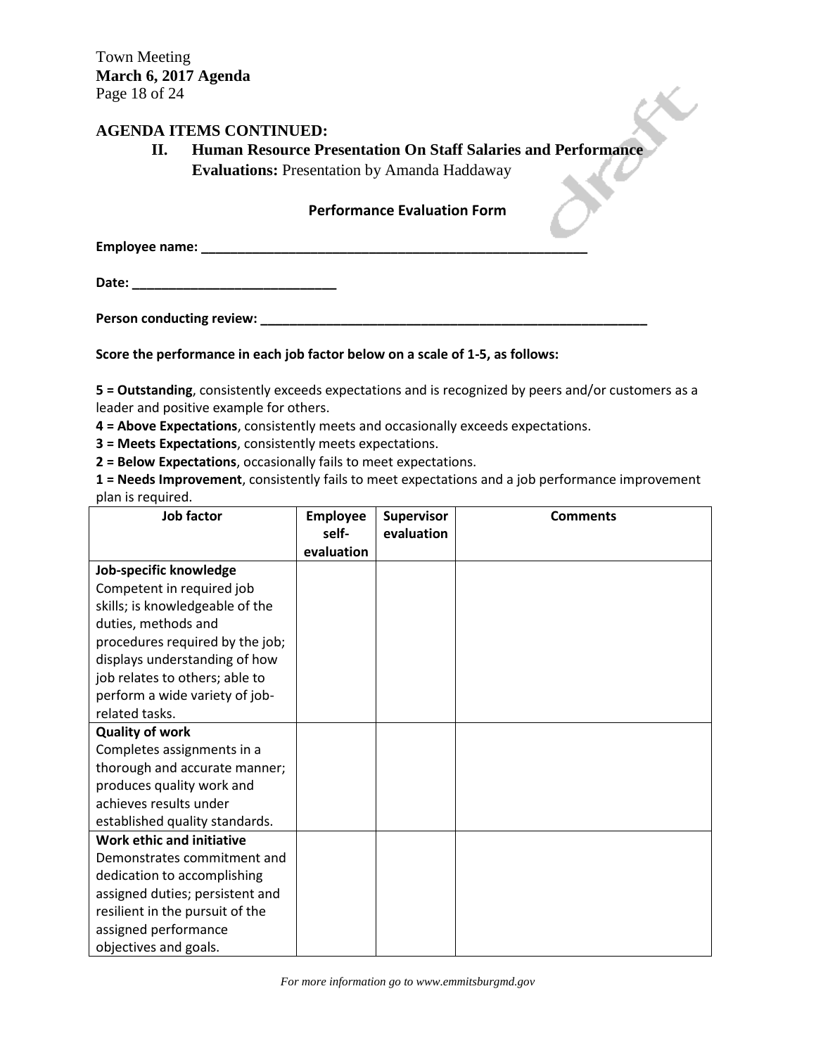Town Meeting
**March 6, 2017 Agenda**

**AGENDA ITEMS CONTINUED:**

**II. Human Resource Presentation On Staff Salaries and Performance Evaluations:** Presentation by Amanda Haddaway

### Performance Evaluation Form

**Employee name: ______________________________________________________**

**Date: ____________________________**

**Person conducting review: ______________________________________________________**

**Score the performance in each job factor below on a scale of 1-5, as follows:**

**5 = Outstanding**, consistently exceeds expectations and is recognized by peers and/or customers as a leader and positive example for others.
**4 = Above Expectations**, consistently meets and occasionally exceeds expectations.
**3 = Meets Expectations**, consistently meets expectations.
**2 = Below Expectations**, occasionally fails to meet expectations.
**1 = Needs Improvement**, consistently fails to meet expectations and a job performance improvement plan is required.

| Job factor | Employee self-evaluation | Supervisor evaluation | Comments |
|---|---|---|---|
| **Job-specific knowledge** Competent in required job skills; is knowledgeable of the duties, methods and procedures required by the job; displays understanding of how job relates to others; able to perform a wide variety of job-related tasks. | | | |
| **Quality of work** Completes assignments in a thorough and accurate manner; produces quality work and achieves results under established quality standards. | | | |
| **Work ethic and initiative** Demonstrates commitment and dedication to accomplishing assigned duties; persistent and resilient in the pursuit of the assigned performance objectives and goals. | | | |

*For more information go to www.emmitsburgmd.gov*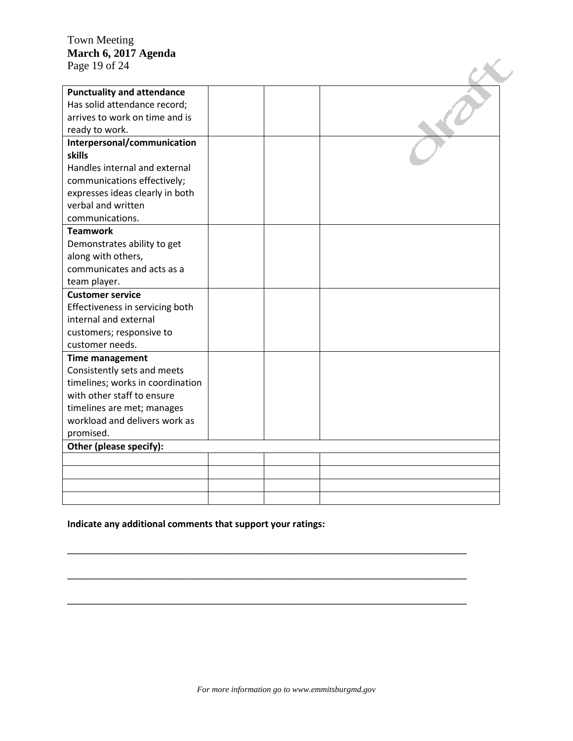| **Punctuality and attendance** Has solid attendance record; arrives to work on time and is ready to work. | | | |
|---|---|---|---|
| **Interpersonal/communication skills** Handles internal and external communications effectively; expresses ideas clearly in both verbal and written communications. | | | |
| **Teamwork** Demonstrates ability to get along with others, communicates and acts as a team player. | | | |
| **Customer service** Effectiveness in servicing both internal and external customers; responsive to customer needs. | | | |
| **Time management** Consistently sets and meets timelines; works in coordination with other staff to ensure timelines are met; manages workload and delivers work as promised. | | | |
| **Other (please specify):** | | | |
| | | | |
| | | | |
| | | | |
| | | | |

**Indicate any additional comments that support your ratings:**

______________________________________________________________________________

______________________________________________________________________________

______________________________________________________________________________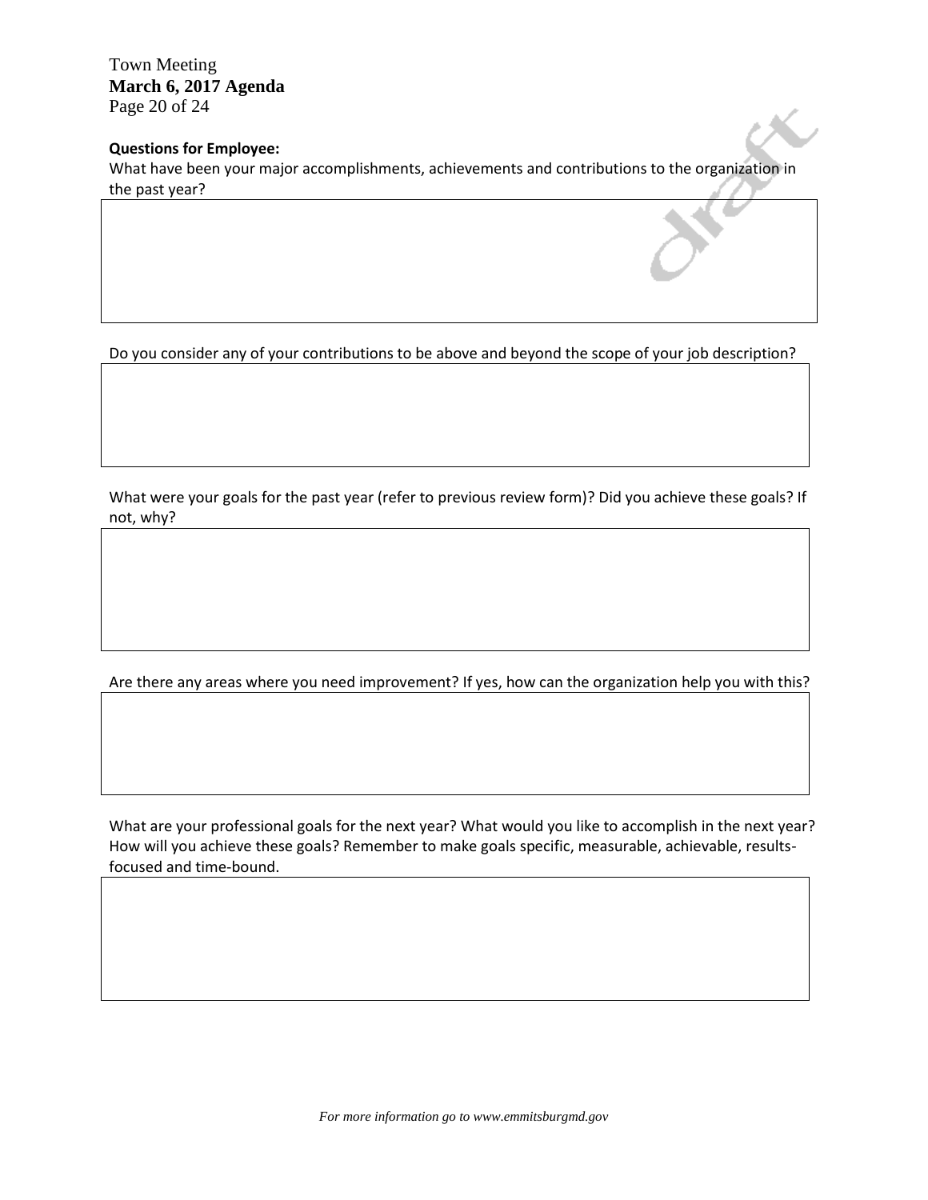**Questions for Employee:**

What have been your major accomplishments, achievements and contributions to the organization in the past year?

Do you consider any of your contributions to be above and beyond the scope of your job description?

What were your goals for the past year (refer to previous review form)? Did you achieve these goals? If not, why?

Are there any areas where you need improvement? If yes, how can the organization help you with this?

What are your professional goals for the next year? What would you like to accomplish in the next year? How will you achieve these goals? Remember to make goals specific, measurable, achievable, results-focused and time-bound.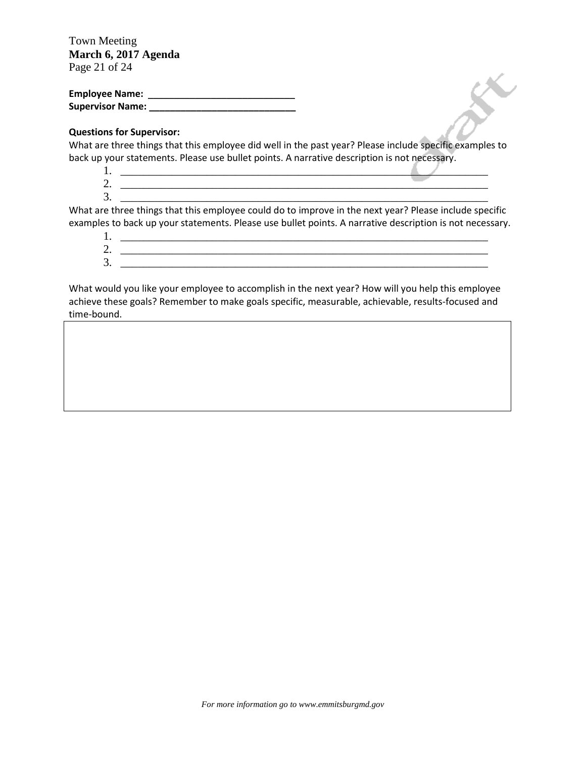**Employee Name:** ____________________________
**Supervisor Name:** ____________________________

**Questions for Supervisor:**

What are three things that this employee did well in the past year? Please include specific examples to back up your statements. Please use bullet points. A narrative description is not necessary.

1. ______________________________________________________________________
2. ______________________________________________________________________
3. ______________________________________________________________________

What are three things that this employee could do to improve in the next year? Please include specific examples to back up your statements. Please use bullet points. A narrative description is not necessary.

1. ______________________________________________________________________
2. ______________________________________________________________________
3. ______________________________________________________________________

What would you like your employee to accomplish in the next year? How will you help this employee achieve these goals? Remember to make goals specific, measurable, achievable, results-focused and time-bound.

|   |
|---|
|   |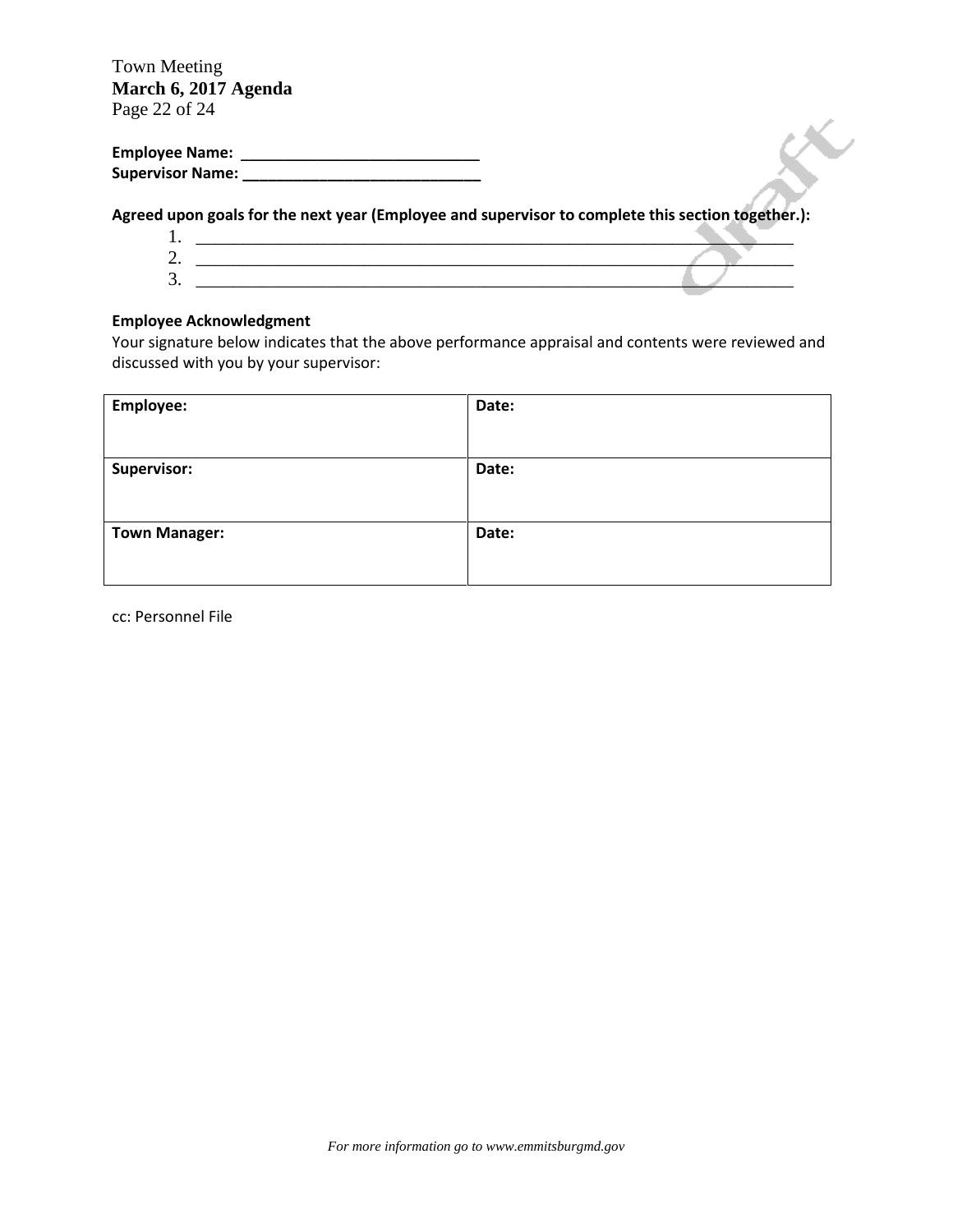**Employee Name:** ____________________________
**Supervisor Name:** ____________________________

**Agreed upon goals for the next year (Employee and supervisor to complete this section together.):**

1. ____________________________________________________________________
2. ____________________________________________________________________
3. ____________________________________________________________________

**Employee Acknowledgment**

Your signature below indicates that the above performance appraisal and contents were reviewed and discussed with you by your supervisor:

| **Employee:** | **Date:** |
|---|---|
| **Supervisor:** | **Date:** |
| **Town Manager:** | **Date:** |

cc: Personnel File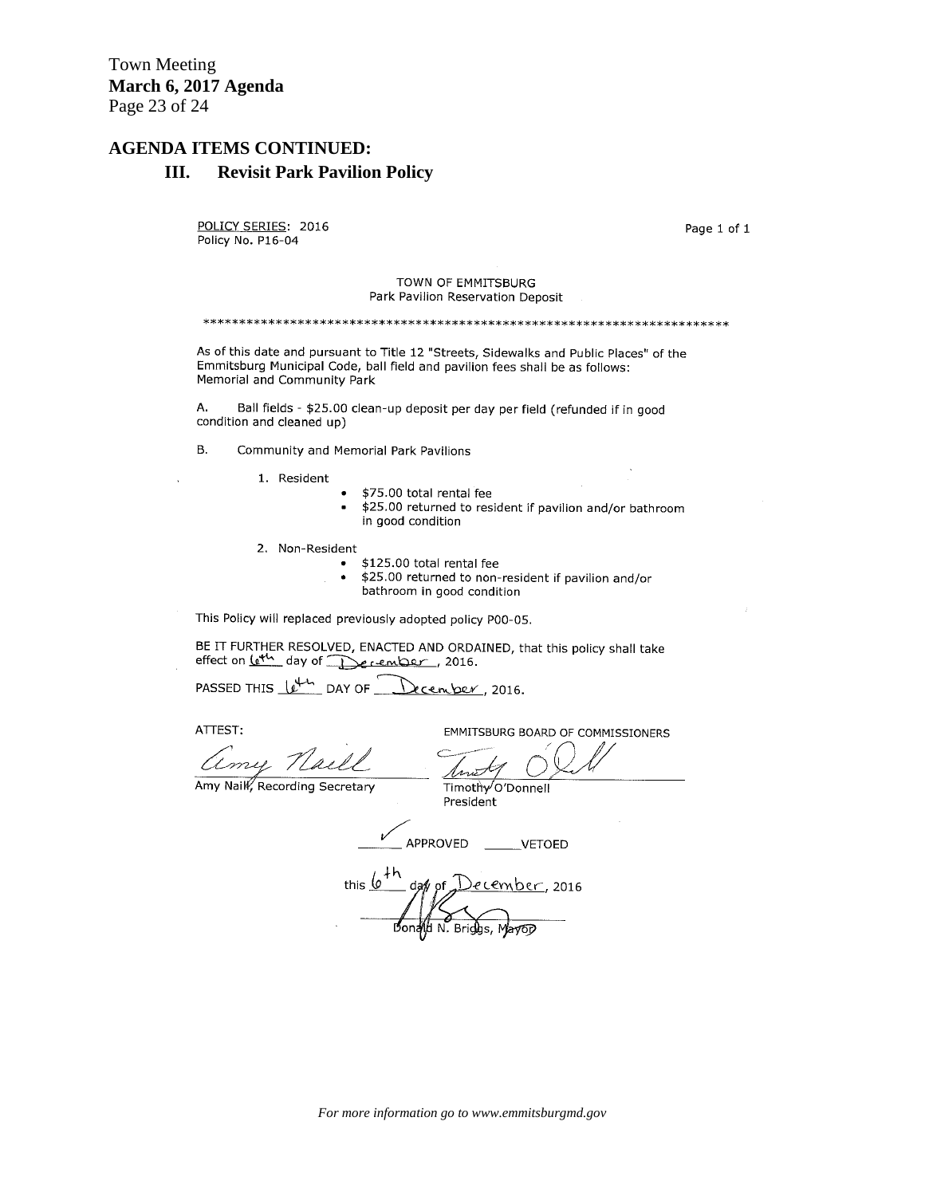## AGENDA ITEMS CONTINUED:

### III. Revisit Park Pavilion Policy

POLICY SERIES: 2016
Policy No. P16-04

Page 1 of 1

TOWN OF EMMITSBURG
Park Pavilion Reservation Deposit

**********************************************************************

As of this date and pursuant to Title 12 "Streets, Sidewalks and Public Places" of the Emmitsburg Municipal Code, ball field and pavilion fees shall be as follows:
Memorial and Community Park

A. Ball fields - $25.00 clean-up deposit per day per field (refunded if in good condition and cleaned up)

B. Community and Memorial Park Pavilions

1. Resident
   - $75.00 total rental fee
   - $25.00 returned to resident if pavilion and/or bathroom in good condition

2. Non-Resident
   - $125.00 total rental fee
   - $25.00 returned to non-resident if pavilion and/or bathroom in good condition

This Policy will replaced previously adopted policy P00-05.

BE IT FURTHER RESOLVED, ENACTED AND ORDAINED, that this policy shall take effect on 6th day of December, 2016.

PASSED THIS 6th DAY OF December, 2016.

ATTEST:

Amy Naill, Recording Secretary

EMMITSBURG BOARD OF COMMISSIONERS

Timothy O'Donnell
President

✓ APPROVED _____ VETOED

this 6th day of December, 2016

Donald N. Briggs, Mayor

*For more information go to www.emmitsburgmd.gov*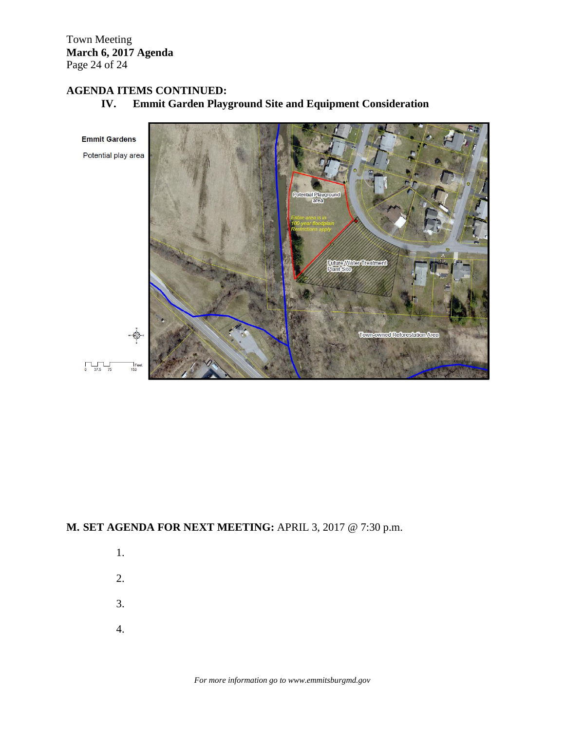**AGENDA ITEMS CONTINUED:**

**IV. Emmit Garden Playground Site and Equipment Consideration**

Emmit Gardens

Potential play area

Potential Playground area

Entire area is in 100-year floodplain Restrictions apply

Future Water Treatment Plant Site

Town-owned Reforestation Area

Text

Text

0 37.5 75 150 Feet

**M. SET AGENDA FOR NEXT MEETING:** APRIL 3, 2017 @ 7:30 p.m.

1.

2.

3.

4.

*For more information go to www.emmitsburgmd.gov*